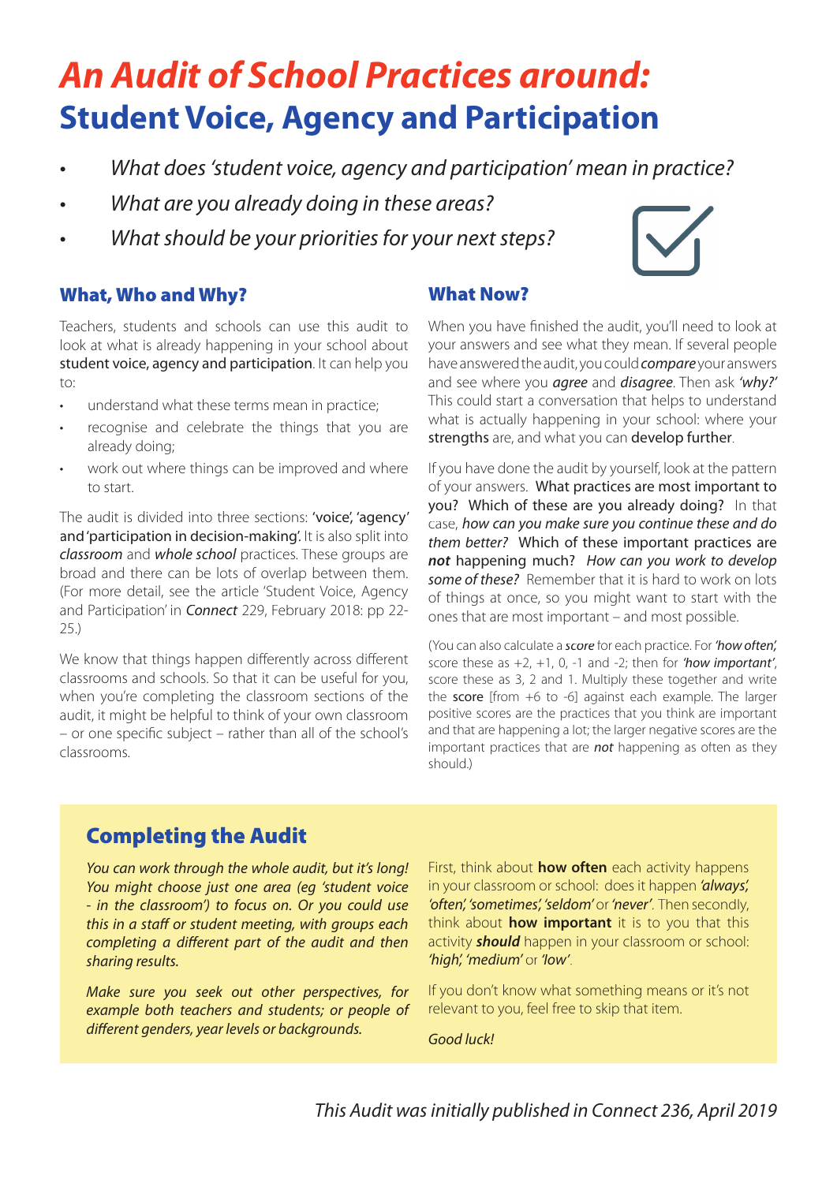# *An Audit of School Practices around:*
# Student Voice, Agency and Participation

- *What does 'student voice, agency and participation' mean in practice?*
- *What are you already doing in these areas?*
- *What should be your priorities for your next steps?*

## What, Who and Why?

Teachers, students and schools can use this audit to look at what is already happening in your school about student voice, agency and participation. It can help you to:

- understand what these terms mean in practice;
- recognise and celebrate the things that you are already doing;
- work out where things can be improved and where to start.

The audit is divided into three sections: 'voice', 'agency' and 'participation in decision-making'. It is also split into *classroom* and *whole school* practices. These groups are broad and there can be lots of overlap between them. (For more detail, see the article 'Student Voice, Agency and Participation' in *Connect* 229, February 2018: pp 22-25.)

We know that things happen differently across different classrooms and schools. So that it can be useful for you, when you're completing the classroom sections of the audit, it might be helpful to think of your own classroom – or one specific subject – rather than all of the school's classrooms.

## What Now?

When you have finished the audit, you'll need to look at your answers and see what they mean. If several people have answered the audit, you could ***compare*** your answers and see where you ***agree*** and ***disagree***. Then ask *'why?'* This could start a conversation that helps to understand what is actually happening in your school: where your strengths are, and what you can develop further.

If you have done the audit by yourself, look at the pattern of your answers. What practices are most important to you? Which of these are you already doing? In that case, *how can you make sure you continue these and do them better?* Which of these important practices are ***not*** happening much? *How can you work to develop some of these?* Remember that it is hard to work on lots of things at once, so you might want to start with the ones that are most important – and most possible.

(You can also calculate a ***score*** for each practice. For *'how often',* score these as +2, +1, 0, -1 and -2; then for *'how important'*, score these as 3, 2 and 1. Multiply these together and write the score [from +6 to -6] against each example. The larger positive scores are the practices that you think are important and that are happening a lot; the larger negative scores are the important practices that are ***not*** happening as often as they should.)

## Completing the Audit

*You can work through the whole audit, but it's long! You might choose just one area (eg 'student voice - in the classroom') to focus on. Or you could use this in a staff or student meeting, with groups each completing a different part of the audit and then sharing results.*

*Make sure you seek out other perspectives, for example both teachers and students; or people of different genders, year levels or backgrounds.*

First, think about **how often** each activity happens in your classroom or school: does it happen *'always', 'often', 'sometimes', 'seldom'* or *'never'*. Then secondly, think about **how important** it is to you that this activity ***should*** happen in your classroom or school: *'high', 'medium'* or *'low'*.

If you don't know what something means or it's not relevant to you, feel free to skip that item.

*Good luck!*

*This Audit was initially published in Connect 236, April 2019*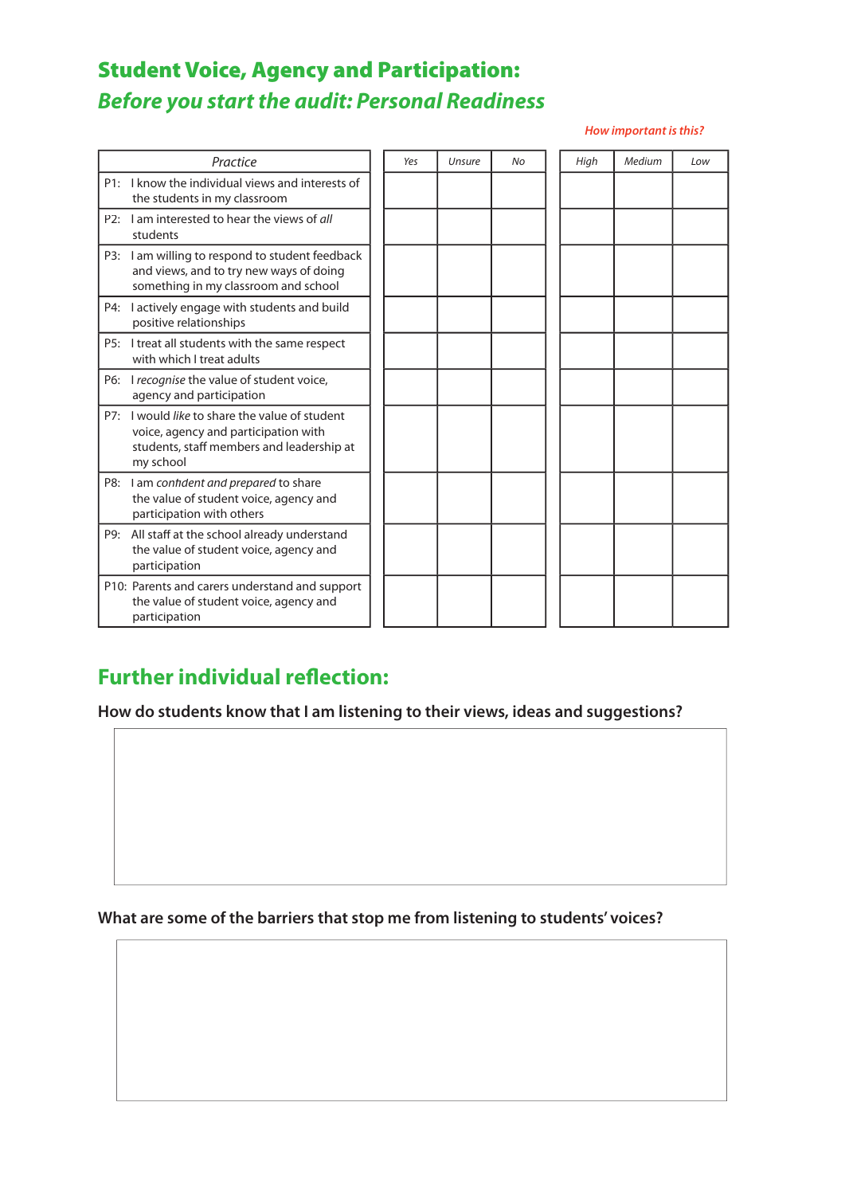# Student Voice, Agency and Participation:
## *Before you start the audit: Personal Readiness*

*How important is this?*

| *Practice* | *Yes* | *Unsure* | *No* | *High* | *Medium* | *Low* |
|---|---|---|---|---|---|---|
| P1: I know the individual views and interests of the students in my classroom | | | | | | |
| P2: I am interested to hear the views of *all* students | | | | | | |
| P3: I am willing to respond to student feedback and views, and to try new ways of doing something in my classroom and school | | | | | | |
| P4: I actively engage with students and build positive relationships | | | | | | |
| P5: I treat all students with the same respect with which I treat adults | | | | | | |
| P6: I *recognise* the value of student voice, agency and participation | | | | | | |
| P7: I would *like* to share the value of student voice, agency and participation with students, staff members and leadership at my school | | | | | | |
| P8: I am *confident and prepared* to share the value of student voice, agency and participation with others | | | | | | |
| P9: All staff at the school already understand the value of student voice, agency and participation | | | | | | |
| P10: Parents and carers understand and support the value of student voice, agency and participation | | | | | | |

## Further individual reflection:

**How do students know that I am listening to their views, ideas and suggestions?**

**What are some of the barriers that stop me from listening to students' voices?**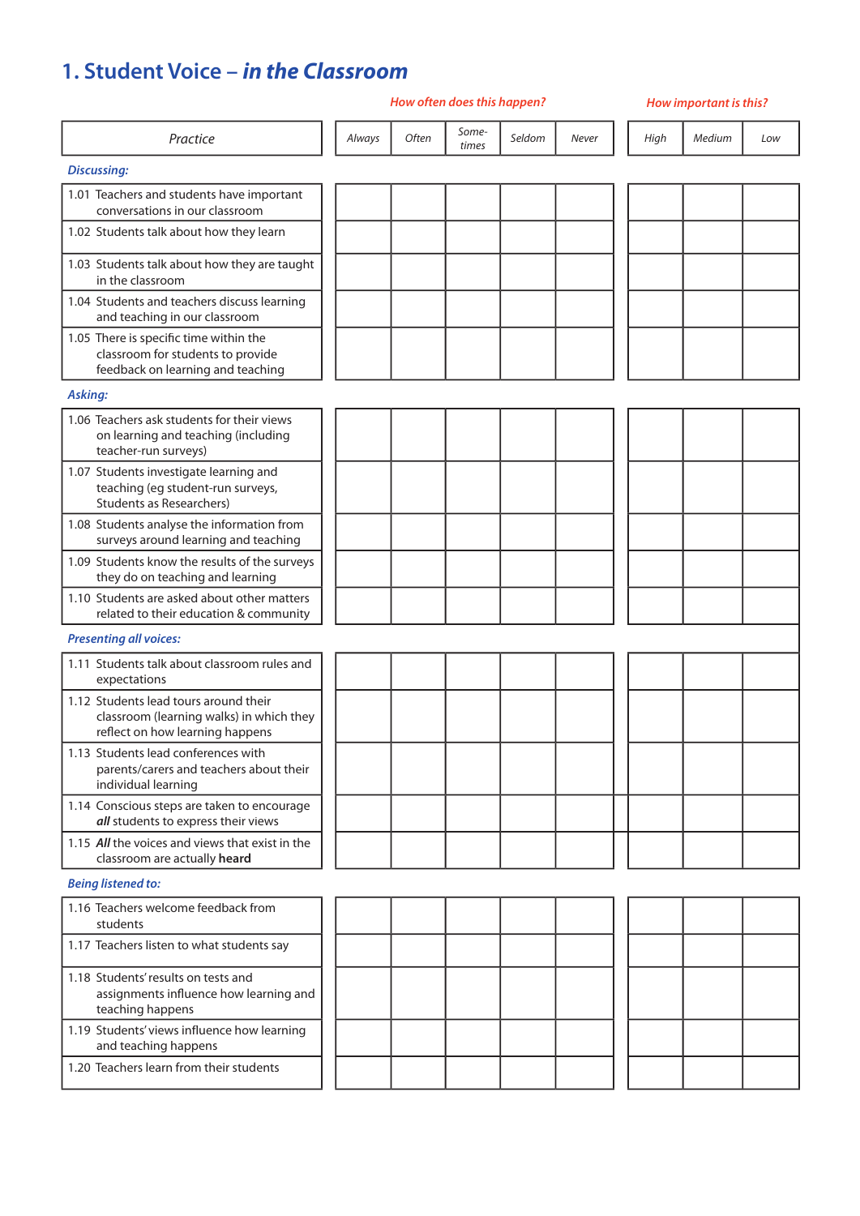# 1. Student Voice – *in the Classroom*

| Practice | *How often does this happen?* Always | Often | Some-times | Seldom | Never | *How important is this?* High | Medium | Low |
|---|---|---|---|---|---|---|---|---|
| ***Discussing:*** | | | | | | | | |
| 1.01 Teachers and students have important conversations in our classroom | | | | | | | | |
| 1.02 Students talk about how they learn | | | | | | | | |
| 1.03 Students talk about how they are taught in the classroom | | | | | | | | |
| 1.04 Students and teachers discuss learning and teaching in our classroom | | | | | | | | |
| 1.05 There is specific time within the classroom for students to provide feedback on learning and teaching | | | | | | | | |
| ***Asking:*** | | | | | | | | |
| 1.06 Teachers ask students for their views on learning and teaching (including teacher-run surveys) | | | | | | | | |
| 1.07 Students investigate learning and teaching (eg student-run surveys, Students as Researchers) | | | | | | | | |
| 1.08 Students analyse the information from surveys around learning and teaching | | | | | | | | |
| 1.09 Students know the results of the surveys they do on teaching and learning | | | | | | | | |
| 1.10 Students are asked about other matters related to their education & community | | | | | | | | |
| ***Presenting all voices:*** | | | | | | | | |
| 1.11 Students talk about classroom rules and expectations | | | | | | | | |
| 1.12 Students lead tours around their classroom (learning walks) in which they reflect on how learning happens | | | | | | | | |
| 1.13 Students lead conferences with parents/carers and teachers about their individual learning | | | | | | | | |
| 1.14 Conscious steps are taken to encourage ***all*** students to express their views | | | | | | | | |
| 1.15 ***All*** the voices and views that exist in the classroom are actually **heard** | | | | | | | | |
| ***Being listened to:*** | | | | | | | | |
| 1.16 Teachers welcome feedback from students | | | | | | | | |
| 1.17 Teachers listen to what students say | | | | | | | | |
| 1.18 Students' results on tests and assignments influence how learning and teaching happens | | | | | | | | |
| 1.19 Students' views influence how learning and teaching happens | | | | | | | | |
| 1.20 Teachers learn from their students | | | | | | | | |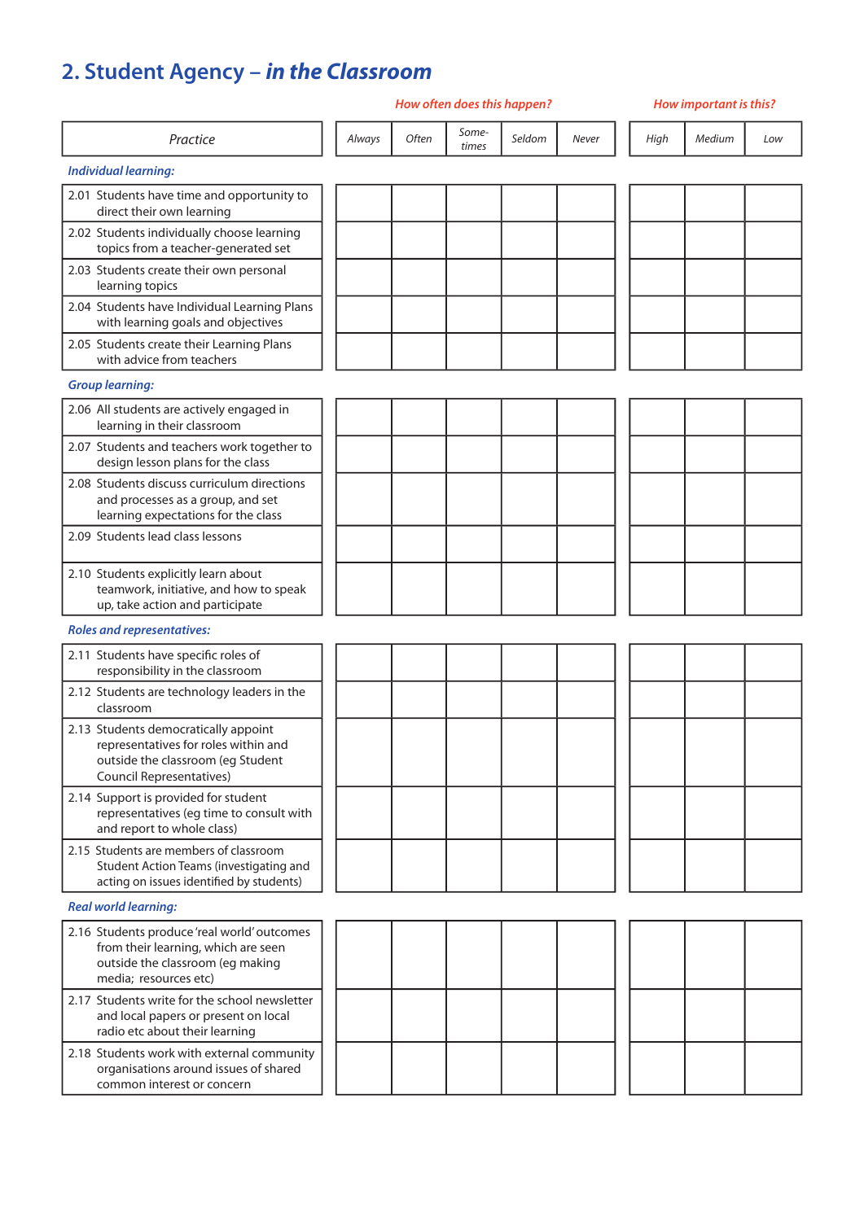## 2. Student Agency – *in the Classroom*

| Practice | *How often does this happen?* Always | Often | Some-times | Seldom | Never | *How important is this?* High | Medium | Low |
|---|---|---|---|---|---|---|---|---|
| ***Individual learning:*** | | | | | | | | |
| 2.01 Students have time and opportunity to direct their own learning | | | | | | | | |
| 2.02 Students individually choose learning topics from a teacher-generated set | | | | | | | | |
| 2.03 Students create their own personal learning topics | | | | | | | | |
| 2.04 Students have Individual Learning Plans with learning goals and objectives | | | | | | | | |
| 2.05 Students create their Learning Plans with advice from teachers | | | | | | | | |
| ***Group learning:*** | | | | | | | | |
| 2.06 All students are actively engaged in learning in their classroom | | | | | | | | |
| 2.07 Students and teachers work together to design lesson plans for the class | | | | | | | | |
| 2.08 Students discuss curriculum directions and processes as a group, and set learning expectations for the class | | | | | | | | |
| 2.09 Students lead class lessons | | | | | | | | |
| 2.10 Students explicitly learn about teamwork, initiative, and how to speak up, take action and participate | | | | | | | | |
| ***Roles and representatives:*** | | | | | | | | |
| 2.11 Students have specific roles of responsibility in the classroom | | | | | | | | |
| 2.12 Students are technology leaders in the classroom | | | | | | | | |
| 2.13 Students democratically appoint representatives for roles within and outside the classroom (eg Student Council Representatives) | | | | | | | | |
| 2.14 Support is provided for student representatives (eg time to consult with and report to whole class) | | | | | | | | |
| 2.15 Students are members of classroom Student Action Teams (investigating and acting on issues identified by students) | | | | | | | | |
| ***Real world learning:*** | | | | | | | | |
| 2.16 Students produce 'real world' outcomes from their learning, which are seen outside the classroom (eg making media; resources etc) | | | | | | | | |
| 2.17 Students write for the school newsletter and local papers or present on local radio etc about their learning | | | | | | | | |
| 2.18 Students work with external community organisations around issues of shared common interest or concern | | | | | | | | |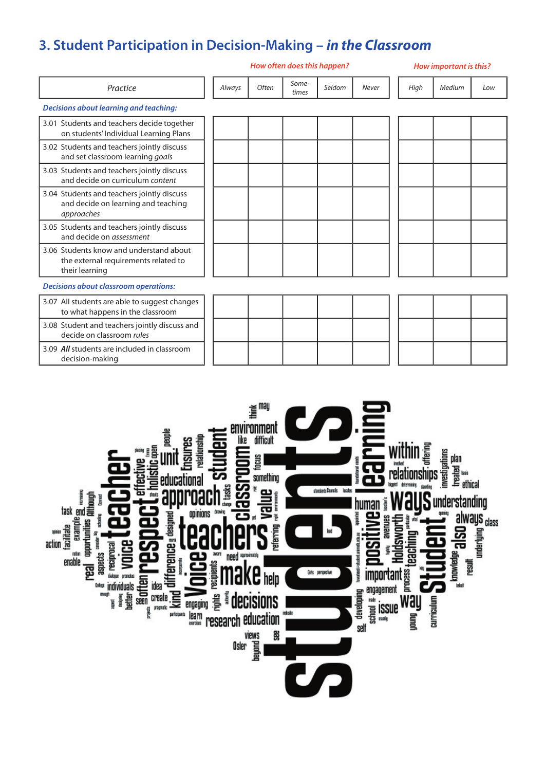## 3. Student Participation in Decision-Making – *in the Classroom*

| Practice | *How often does this happen?* Always | Often | Some-times | Seldom | Never | *How important is this?* High | Medium | Low |
|---|---|---|---|---|---|---|---|---|
| ***Decisions about learning and teaching:*** | | | | | | | | |
| 3.01 Students and teachers decide together on students' Individual Learning Plans | | | | | | | | |
| 3.02 Students and teachers jointly discuss and set classroom learning *goals* | | | | | | | | |
| 3.03 Students and teachers jointly discuss and decide on curriculum *content* | | | | | | | | |
| 3.04 Students and teachers jointly discuss and decide on learning and teaching *approaches* | | | | | | | | |
| 3.05 Students and teachers jointly discuss and decide on *assessment* | | | | | | | | |
| 3.06 Students know and understand about the external requirements related to their learning | | | | | | | | |
| ***Decisions about classroom operations:*** | | | | | | | | |
| 3.07 All students are able to suggest changes to what happens in the classroom | | | | | | | | |
| 3.08 Student and teachers jointly discuss and decide on classroom *rules* | | | | | | | | |
| 3.09 ***All*** students are included in classroom decision-making | | | | | | | | |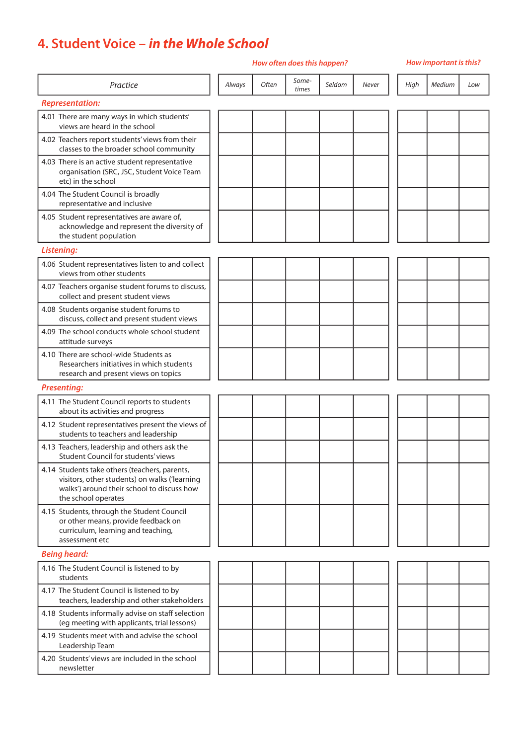# 4. Student Voice – *in the Whole School*

| Practice | *How often does this happen?* Always | Often | Some-times | Seldom | Never | *How important is this?* High | Medium | Low |
|---|---|---|---|---|---|---|---|---|
| ***Representation:*** | | | | | | | | |
| 4.01 There are many ways in which students' views are heard in the school | | | | | | | | |
| 4.02 Teachers report students' views from their classes to the broader school community | | | | | | | | |
| 4.03 There is an active student representative organisation (SRC, JSC, Student Voice Team etc) in the school | | | | | | | | |
| 4.04 The Student Council is broadly representative and inclusive | | | | | | | | |
| 4.05 Student representatives are aware of, acknowledge and represent the diversity of the student population | | | | | | | | |
| ***Listening:*** | | | | | | | | |
| 4.06 Student representatives listen to and collect views from other students | | | | | | | | |
| 4.07 Teachers organise student forums to discuss, collect and present student views | | | | | | | | |
| 4.08 Students organise student forums to discuss, collect and present student views | | | | | | | | |
| 4.09 The school conducts whole school student attitude surveys | | | | | | | | |
| 4.10 There are school-wide Students as Researchers initiatives in which students research and present views on topics | | | | | | | | |
| ***Presenting:*** | | | | | | | | |
| 4.11 The Student Council reports to students about its activities and progress | | | | | | | | |
| 4.12 Student representatives present the views of students to teachers and leadership | | | | | | | | |
| 4.13 Teachers, leadership and others ask the Student Council for students' views | | | | | | | | |
| 4.14 Students take others (teachers, parents, visitors, other students) on walks ('learning walks') around their school to discuss how the school operates | | | | | | | | |
| 4.15 Students, through the Student Council or other means, provide feedback on curriculum, learning and teaching, assessment etc | | | | | | | | |
| ***Being heard:*** | | | | | | | | |
| 4.16 The Student Council is listened to by students | | | | | | | | |
| 4.17 The Student Council is listened to by teachers, leadership and other stakeholders | | | | | | | | |
| 4.18 Students informally advise on staff selection (eg meeting with applicants, trial lessons) | | | | | | | | |
| 4.19 Students meet with and advise the school Leadership Team | | | | | | | | |
| 4.20 Students' views are included in the school newsletter | | | | | | | | |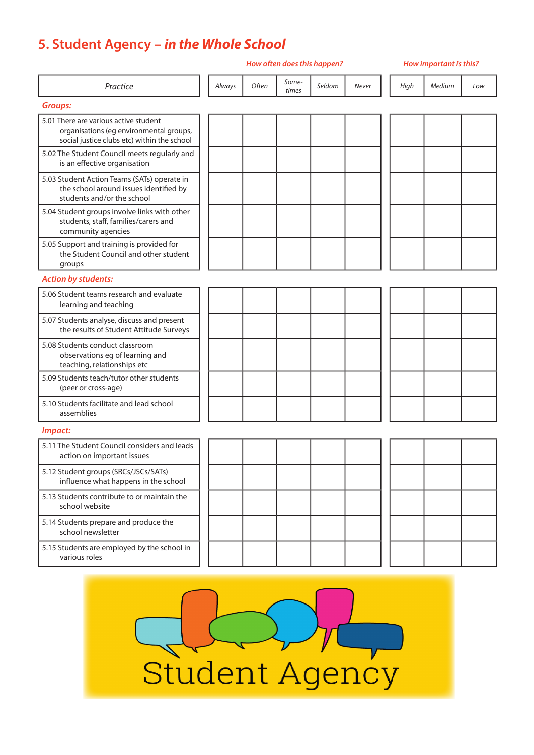# 5. Student Agency – *in the Whole School*

| Practice | *How often does this happen?* Always | Often | Some-times | Seldom | Never | *How important is this?* High | Medium | Low |
|---|---|---|---|---|---|---|---|---|
| ***Groups:*** | | | | | | | | |
| 5.01 There are various active student organisations (eg environmental groups, social justice clubs etc) within the school | | | | | | | | |
| 5.02 The Student Council meets regularly and is an effective organisation | | | | | | | | |
| 5.03 Student Action Teams (SATs) operate in the school around issues identified by students and/or the school | | | | | | | | |
| 5.04 Student groups involve links with other students, staff, families/carers and community agencies | | | | | | | | |
| 5.05 Support and training is provided for the Student Council and other student groups | | | | | | | | |
| ***Action by students:*** | | | | | | | | |
| 5.06 Student teams research and evaluate learning and teaching | | | | | | | | |
| 5.07 Students analyse, discuss and present the results of Student Attitude Surveys | | | | | | | | |
| 5.08 Students conduct classroom observations eg of learning and teaching, relationships etc | | | | | | | | |
| 5.09 Students teach/tutor other students (peer or cross-age) | | | | | | | | |
| 5.10 Students facilitate and lead school assemblies | | | | | | | | |
| ***Impact:*** | | | | | | | | |
| 5.11 The Student Council considers and leads action on important issues | | | | | | | | |
| 5.12 Student groups (SRCs/JSCs/SATs) influence what happens in the school | | | | | | | | |
| 5.13 Students contribute to or maintain the school website | | | | | | | | |
| 5.14 Students prepare and produce the school newsletter | | | | | | | | |
| 5.15 Students are employed by the school in various roles | | | | | | | | |

Student Agency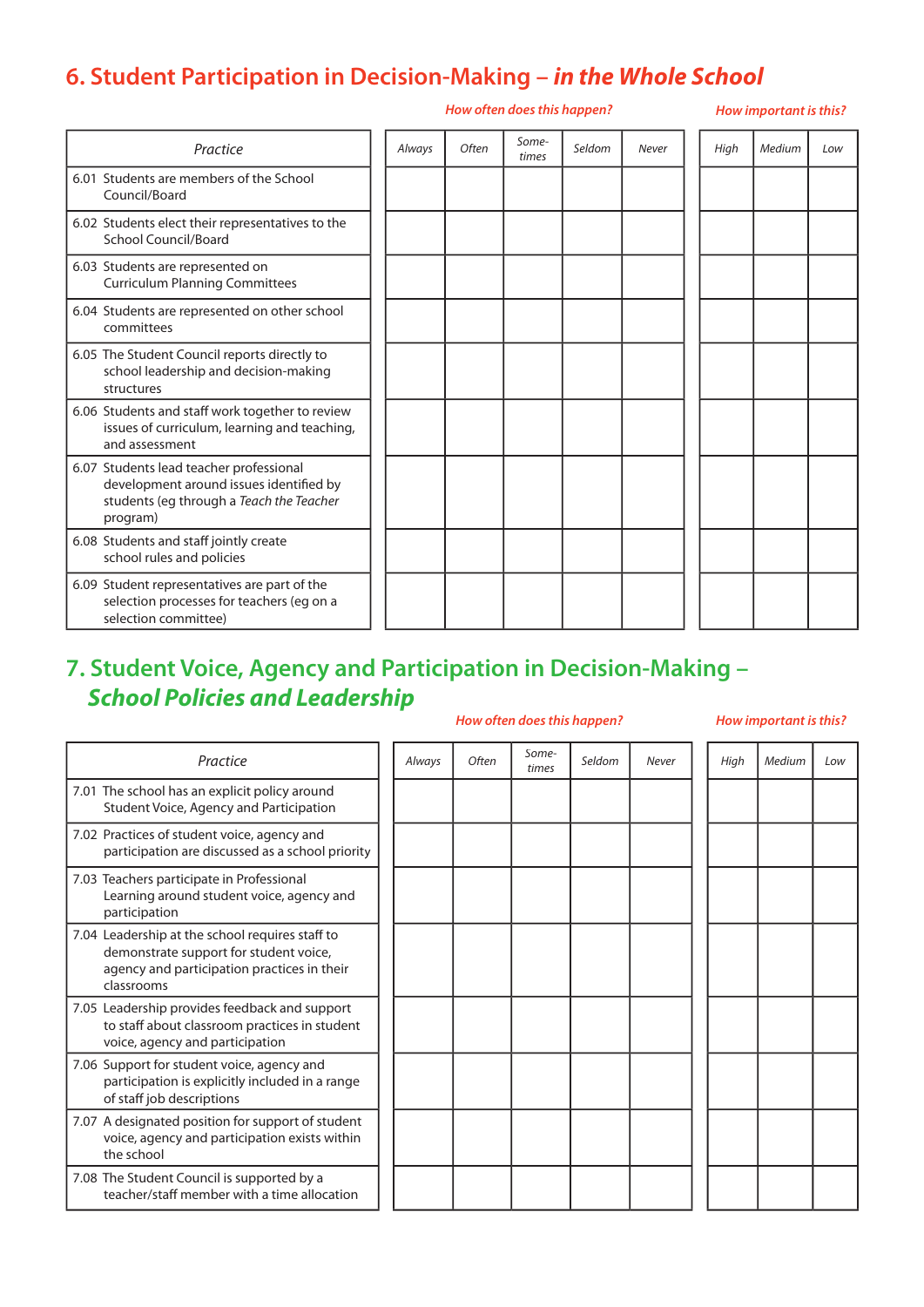## 6. Student Participation in Decision-Making – *in the Whole School*

| Practice | *How often does this happen?* Always | Often | Some-times | Seldom | Never | *How important is this?* High | Medium | Low |
|---|---|---|---|---|---|---|---|---|
| 6.01 Students are members of the School Council/Board | | | | | | | | |
| 6.02 Students elect their representatives to the School Council/Board | | | | | | | | |
| 6.03 Students are represented on Curriculum Planning Committees | | | | | | | | |
| 6.04 Students are represented on other school committees | | | | | | | | |
| 6.05 The Student Council reports directly to school leadership and decision-making structures | | | | | | | | |
| 6.06 Students and staff work together to review issues of curriculum, learning and teaching, and assessment | | | | | | | | |
| 6.07 Students lead teacher professional development around issues identified by students (eg through a *Teach the Teacher* program) | | | | | | | | |
| 6.08 Students and staff jointly create school rules and policies | | | | | | | | |
| 6.09 Student representatives are part of the selection processes for teachers (eg on a selection committee) | | | | | | | | |

## 7. Student Voice, Agency and Participation in Decision-Making – *School Policies and Leadership*

| Practice | *How often does this happen?* Always | Often | Some-times | Seldom | Never | *How important is this?* High | Medium | Low |
|---|---|---|---|---|---|---|---|---|
| 7.01 The school has an explicit policy around Student Voice, Agency and Participation | | | | | | | | |
| 7.02 Practices of student voice, agency and participation are discussed as a school priority | | | | | | | | |
| 7.03 Teachers participate in Professional Learning around student voice, agency and participation | | | | | | | | |
| 7.04 Leadership at the school requires staff to demonstrate support for student voice, agency and participation practices in their classrooms | | | | | | | | |
| 7.05 Leadership provides feedback and support to staff about classroom practices in student voice, agency and participation | | | | | | | | |
| 7.06 Support for student voice, agency and participation is explicitly included in a range of staff job descriptions | | | | | | | | |
| 7.07 A designated position for support of student voice, agency and participation exists within the school | | | | | | | | |
| 7.08 The Student Council is supported by a teacher/staff member with a time allocation | | | | | | | | |